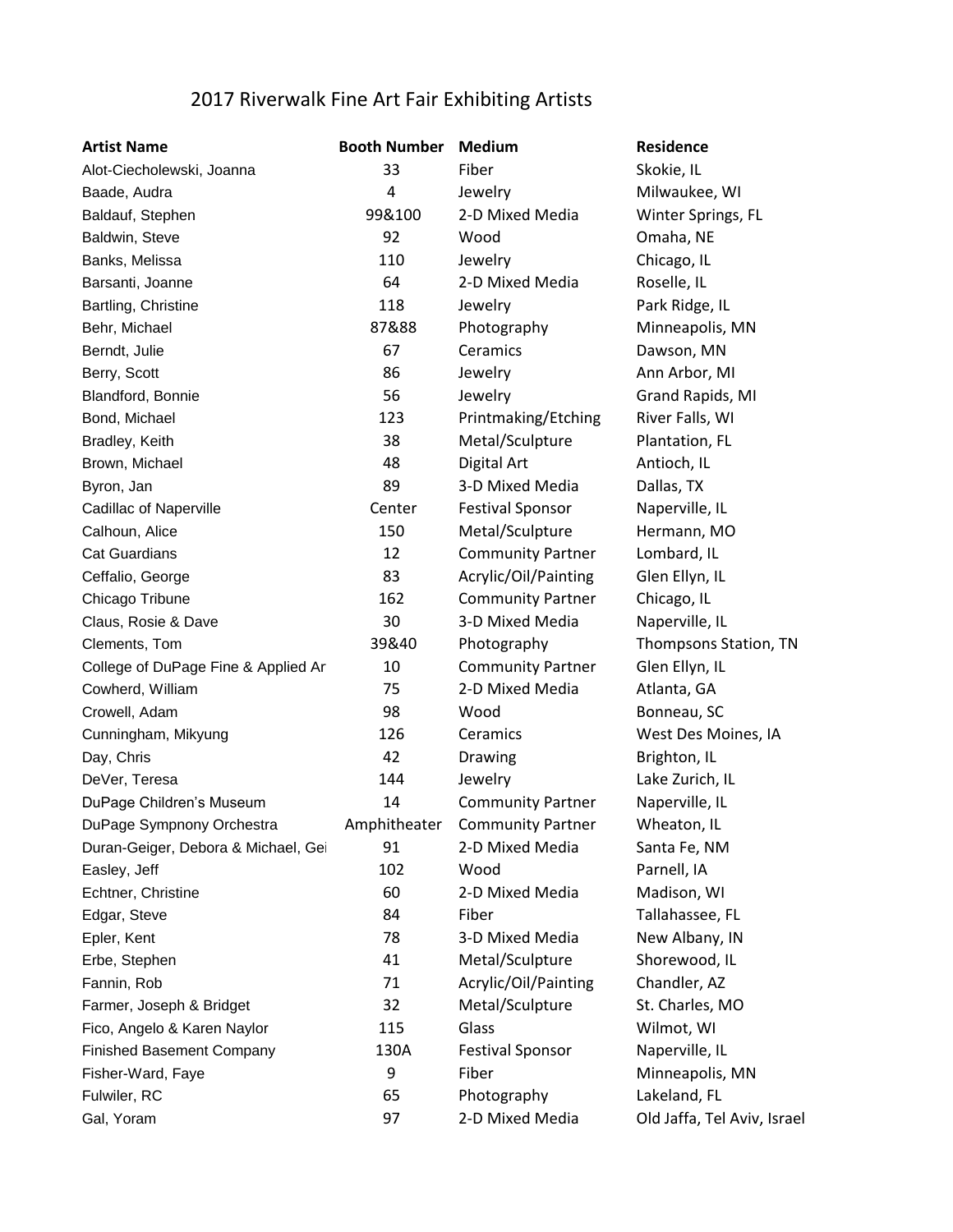# 2017 Riverwalk Fine Art Fair Exhibiting Artists

| Artist Name | Booth Number | Medium | Residence |
|---|---|---|---|
| Alot-Ciecholewski, Joanna | 33 | Fiber | Skokie, IL |
| Baade, Audra | 4 | Jewelry | Milwaukee, WI |
| Baldauf, Stephen | 99&100 | 2-D Mixed Media | Winter Springs, FL |
| Baldwin, Steve | 92 | Wood | Omaha, NE |
| Banks, Melissa | 110 | Jewelry | Chicago, IL |
| Barsanti, Joanne | 64 | 2-D Mixed Media | Roselle, IL |
| Bartling, Christine | 118 | Jewelry | Park Ridge, IL |
| Behr, Michael | 87&88 | Photography | Minneapolis, MN |
| Berndt, Julie | 67 | Ceramics | Dawson, MN |
| Berry, Scott | 86 | Jewelry | Ann Arbor, MI |
| Blandford, Bonnie | 56 | Jewelry | Grand Rapids, MI |
| Bond, Michael | 123 | Printmaking/Etching | River Falls, WI |
| Bradley, Keith | 38 | Metal/Sculpture | Plantation, FL |
| Brown, Michael | 48 | Digital Art | Antioch, IL |
| Byron, Jan | 89 | 3-D Mixed Media | Dallas, TX |
| Cadillac of Naperville | Center | Festival Sponsor | Naperville, IL |
| Calhoun, Alice | 150 | Metal/Sculpture | Hermann, MO |
| Cat Guardians | 12 | Community Partner | Lombard, IL |
| Ceffalio, George | 83 | Acrylic/Oil/Painting | Glen Ellyn, IL |
| Chicago Tribune | 162 | Community Partner | Chicago, IL |
| Claus, Rosie & Dave | 30 | 3-D Mixed Media | Naperville, IL |
| Clements, Tom | 39&40 | Photography | Thompsons Station, TN |
| College of DuPage Fine & Applied Ar | 10 | Community Partner | Glen Ellyn, IL |
| Cowherd, William | 75 | 2-D Mixed Media | Atlanta, GA |
| Crowell, Adam | 98 | Wood | Bonneau, SC |
| Cunningham, Mikyung | 126 | Ceramics | West Des Moines, IA |
| Day, Chris | 42 | Drawing | Brighton, IL |
| DeVer, Teresa | 144 | Jewelry | Lake Zurich, IL |
| DuPage Children's Museum | 14 | Community Partner | Naperville, IL |
| DuPage Sympnony Orchestra | Amphitheater | Community Partner | Wheaton, IL |
| Duran-Geiger, Debora & Michael, Gei | 91 | 2-D Mixed Media | Santa Fe, NM |
| Easley, Jeff | 102 | Wood | Parnell, IA |
| Echtner, Christine | 60 | 2-D Mixed Media | Madison, WI |
| Edgar, Steve | 84 | Fiber | Tallahassee, FL |
| Epler, Kent | 78 | 3-D Mixed Media | New Albany, IN |
| Erbe, Stephen | 41 | Metal/Sculpture | Shorewood, IL |
| Fannin, Rob | 71 | Acrylic/Oil/Painting | Chandler, AZ |
| Farmer, Joseph & Bridget | 32 | Metal/Sculpture | St. Charles, MO |
| Fico, Angelo & Karen Naylor | 115 | Glass | Wilmot, WI |
| Finished Basement Company | 130A | Festival Sponsor | Naperville, IL |
| Fisher-Ward, Faye | 9 | Fiber | Minneapolis, MN |
| Fulwiler, RC | 65 | Photography | Lakeland, FL |
| Gal, Yoram | 97 | 2-D Mixed Media | Old Jaffa, Tel Aviv, Israel |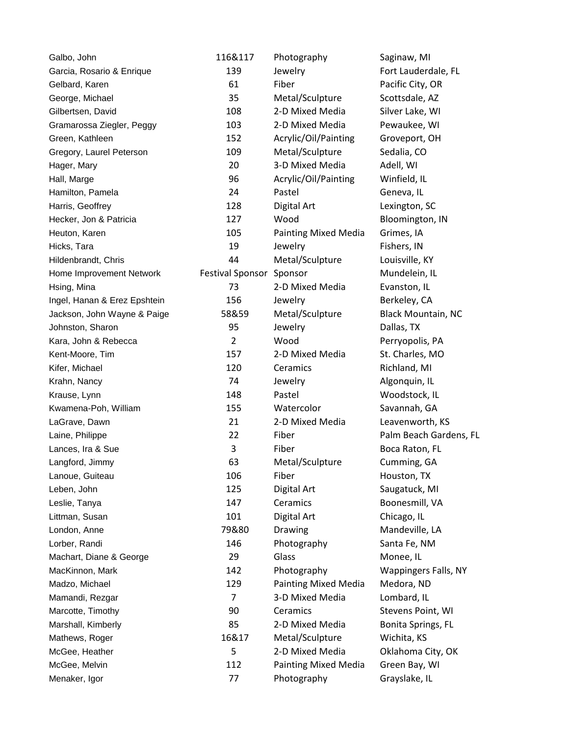| | | | |
|---|---|---|---|
| Galbo, John | 116&117 | Photography | Saginaw, MI |
| Garcia, Rosario & Enrique | 139 | Jewelry | Fort Lauderdale, FL |
| Gelbard, Karen | 61 | Fiber | Pacific City, OR |
| George, Michael | 35 | Metal/Sculpture | Scottsdale, AZ |
| Gilbertsen, David | 108 | 2-D Mixed Media | Silver Lake, WI |
| Gramarossa Ziegler, Peggy | 103 | 2-D Mixed Media | Pewaukee, WI |
| Green, Kathleen | 152 | Acrylic/Oil/Painting | Groveport, OH |
| Gregory, Laurel Peterson | 109 | Metal/Sculpture | Sedalia, CO |
| Hager, Mary | 20 | 3-D Mixed Media | Adell, WI |
| Hall, Marge | 96 | Acrylic/Oil/Painting | Winfield, IL |
| Hamilton, Pamela | 24 | Pastel | Geneva, IL |
| Harris, Geoffrey | 128 | Digital Art | Lexington, SC |
| Hecker, Jon & Patricia | 127 | Wood | Bloomington, IN |
| Heuton, Karen | 105 | Painting Mixed Media | Grimes, IA |
| Hicks, Tara | 19 | Jewelry | Fishers, IN |
| Hildenbrandt, Chris | 44 | Metal/Sculpture | Louisville, KY |
| Home Improvement Network | Festival Sponsor | Sponsor | Mundelein, IL |
| Hsing, Mina | 73 | 2-D Mixed Media | Evanston, IL |
| Ingel, Hanan & Erez Epshtein | 156 | Jewelry | Berkeley, CA |
| Jackson, John Wayne & Paige | 58&59 | Metal/Sculpture | Black Mountain, NC |
| Johnston, Sharon | 95 | Jewelry | Dallas, TX |
| Kara, John & Rebecca | 2 | Wood | Perryopolis, PA |
| Kent-Moore, Tim | 157 | 2-D Mixed Media | St. Charles, MO |
| Kifer, Michael | 120 | Ceramics | Richland, MI |
| Krahn, Nancy | 74 | Jewelry | Algonquin, IL |
| Krause, Lynn | 148 | Pastel | Woodstock, IL |
| Kwamena-Poh, William | 155 | Watercolor | Savannah, GA |
| LaGrave, Dawn | 21 | 2-D Mixed Media | Leavenworth, KS |
| Laine, Philippe | 22 | Fiber | Palm Beach Gardens, FL |
| Lances, Ira & Sue | 3 | Fiber | Boca Raton, FL |
| Langford, Jimmy | 63 | Metal/Sculpture | Cumming, GA |
| Lanoue, Guiteau | 106 | Fiber | Houston, TX |
| Leben, John | 125 | Digital Art | Saugatuck, MI |
| Leslie, Tanya | 147 | Ceramics | Boonesmill, VA |
| Littman, Susan | 101 | Digital Art | Chicago, IL |
| London, Anne | 79&80 | Drawing | Mandeville, LA |
| Lorber, Randi | 146 | Photography | Santa Fe, NM |
| Machart, Diane & George | 29 | Glass | Monee, IL |
| MacKinnon, Mark | 142 | Photography | Wappingers Falls, NY |
| Madzo, Michael | 129 | Painting Mixed Media | Medora, ND |
| Mamandi, Rezgar | 7 | 3-D Mixed Media | Lombard, IL |
| Marcotte, Timothy | 90 | Ceramics | Stevens Point, WI |
| Marshall, Kimberly | 85 | 2-D Mixed Media | Bonita Springs, FL |
| Mathews, Roger | 16&17 | Metal/Sculpture | Wichita, KS |
| McGee, Heather | 5 | 2-D Mixed Media | Oklahoma City, OK |
| McGee, Melvin | 112 | Painting Mixed Media | Green Bay, WI |
| Menaker, Igor | 77 | Photography | Grayslake, IL |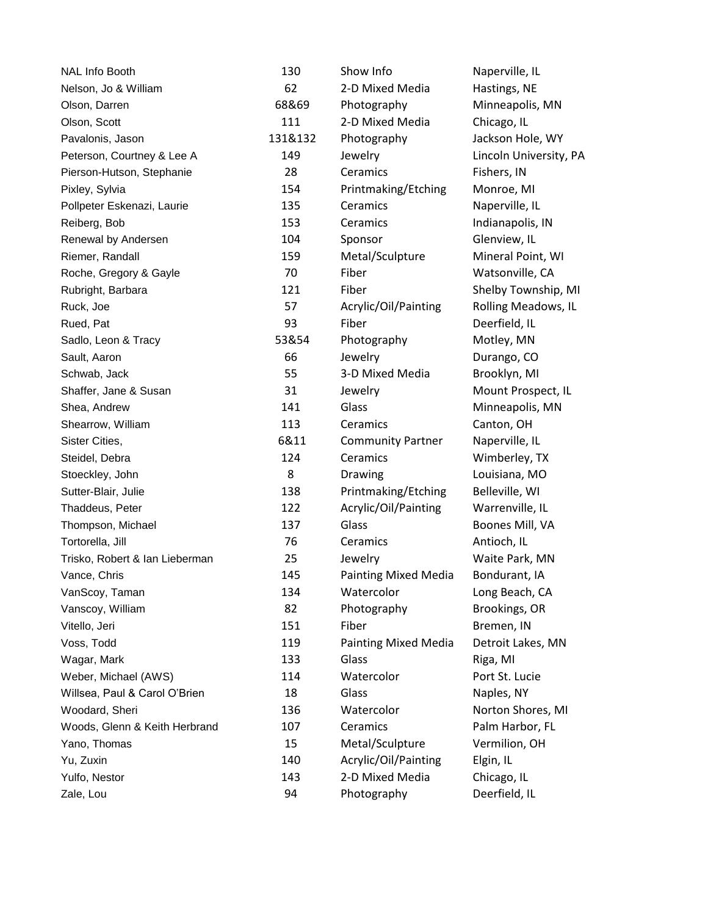| | | | |
|---|---|---|---|
| NAL Info Booth | 130 | Show Info | Naperville, IL |
| Nelson, Jo & William | 62 | 2-D Mixed Media | Hastings, NE |
| Olson, Darren | 68&69 | Photography | Minneapolis, MN |
| Olson, Scott | 111 | 2-D Mixed Media | Chicago, IL |
| Pavalonis, Jason | 131&132 | Photography | Jackson Hole, WY |
| Peterson, Courtney & Lee A | 149 | Jewelry | Lincoln University, PA |
| Pierson-Hutson, Stephanie | 28 | Ceramics | Fishers, IN |
| Pixley, Sylvia | 154 | Printmaking/Etching | Monroe, MI |
| Pollpeter Eskenazi, Laurie | 135 | Ceramics | Naperville, IL |
| Reiberg, Bob | 153 | Ceramics | Indianapolis, IN |
| Renewal by Andersen | 104 | Sponsor | Glenview, IL |
| Riemer, Randall | 159 | Metal/Sculpture | Mineral Point, WI |
| Roche, Gregory & Gayle | 70 | Fiber | Watsonville, CA |
| Rubright, Barbara | 121 | Fiber | Shelby Township, MI |
| Ruck, Joe | 57 | Acrylic/Oil/Painting | Rolling Meadows, IL |
| Rued, Pat | 93 | Fiber | Deerfield, IL |
| Sadlo, Leon & Tracy | 53&54 | Photography | Motley, MN |
| Sault, Aaron | 66 | Jewelry | Durango, CO |
| Schwab, Jack | 55 | 3-D Mixed Media | Brooklyn, MI |
| Shaffer, Jane & Susan | 31 | Jewelry | Mount Prospect, IL |
| Shea, Andrew | 141 | Glass | Minneapolis, MN |
| Shearrow, William | 113 | Ceramics | Canton, OH |
| Sister Cities, | 6&11 | Community Partner | Naperville, IL |
| Steidel, Debra | 124 | Ceramics | Wimberley, TX |
| Stoeckley, John | 8 | Drawing | Louisiana, MO |
| Sutter-Blair, Julie | 138 | Printmaking/Etching | Belleville, WI |
| Thaddeus, Peter | 122 | Acrylic/Oil/Painting | Warrenville, IL |
| Thompson, Michael | 137 | Glass | Boones Mill, VA |
| Tortorella, Jill | 76 | Ceramics | Antioch, IL |
| Trisko, Robert & Ian Lieberman | 25 | Jewelry | Waite Park, MN |
| Vance, Chris | 145 | Painting Mixed Media | Bondurant, IA |
| VanScoy, Taman | 134 | Watercolor | Long Beach, CA |
| Vanscoy, William | 82 | Photography | Brookings, OR |
| Vitello, Jeri | 151 | Fiber | Bremen, IN |
| Voss, Todd | 119 | Painting Mixed Media | Detroit Lakes, MN |
| Wagar, Mark | 133 | Glass | Riga, MI |
| Weber, Michael (AWS) | 114 | Watercolor | Port St. Lucie |
| Willsea, Paul & Carol O'Brien | 18 | Glass | Naples, NY |
| Woodard, Sheri | 136 | Watercolor | Norton Shores, MI |
| Woods, Glenn & Keith Herbrand | 107 | Ceramics | Palm Harbor, FL |
| Yano, Thomas | 15 | Metal/Sculpture | Vermilion, OH |
| Yu, Zuxin | 140 | Acrylic/Oil/Painting | Elgin, IL |
| Yulfo, Nestor | 143 | 2-D Mixed Media | Chicago, IL |
| Zale, Lou | 94 | Photography | Deerfield, IL |